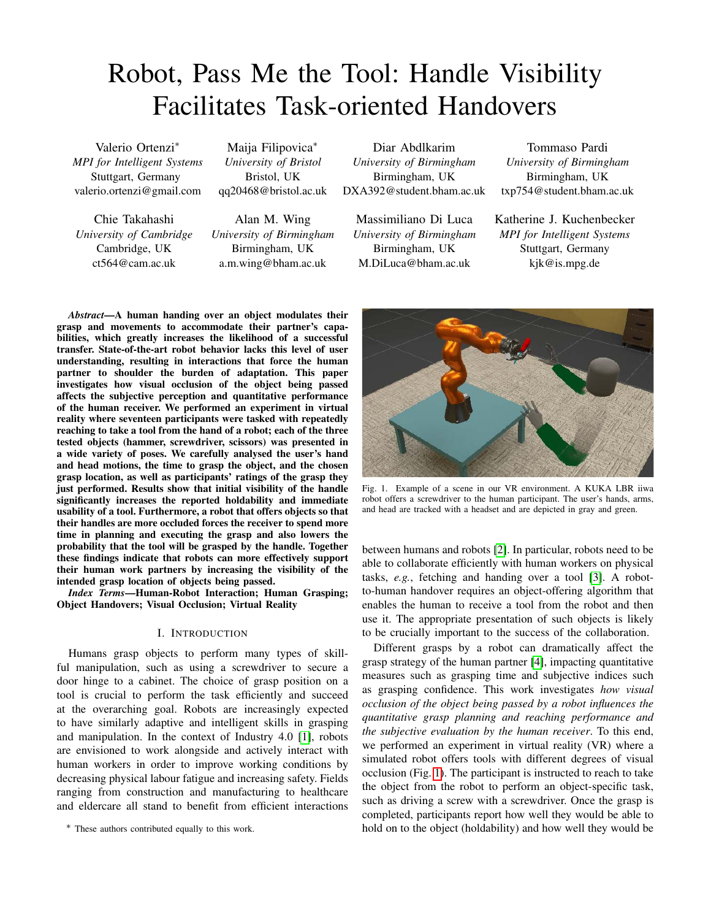# Robot, Pass Me the Tool: Handle Visibility Facilitates Task-oriented Handovers

Valerio Ortenzi*
*MPI for Intelligent Systems*
Stuttgart, Germany
valerio.ortenzi@gmail.com

Maija Filipovica*
*University of Bristol*
Bristol, UK
qq20468@bristol.ac.uk

Diar Abdlkarim
*University of Birmingham*
Birmingham, UK
DXA392@student.bham.ac.uk

Tommaso Pardi
*University of Birmingham*
Birmingham, UK
txp754@student.bham.ac.uk

Chie Takahashi
*University of Cambridge*
Cambridge, UK
ct564@cam.ac.uk

Alan M. Wing
*University of Birmingham*
Birmingham, UK
a.m.wing@bham.ac.uk

Massimiliano Di Luca
*University of Birmingham*
Birmingham, UK
M.DiLuca@bham.ac.uk

Katherine J. Kuchenbecker
*MPI for Intelligent Systems*
Stuttgart, Germany
kjk@is.mpg.de

***Abstract*—A human handing over an object modulates their grasp and movements to accommodate their partner's capabilities, which greatly increases the likelihood of a successful transfer. State-of-the-art robot behavior lacks this level of user understanding, resulting in interactions that force the human partner to shoulder the burden of adaptation. This paper investigates how visual occlusion of the object being passed affects the subjective perception and quantitative performance of the human receiver. We performed an experiment in virtual reality where seventeen participants were tasked with repeatedly reaching to take a tool from the hand of a robot; each of the three tested objects (hammer, screwdriver, scissors) was presented in a wide variety of poses. We carefully analysed the user's hand and head motions, the time to grasp the object, and the chosen grasp location, as well as participants' ratings of the grasp they just performed. Results show that initial visibility of the handle significantly increases the reported holdability and immediate usability of a tool. Furthermore, a robot that offers objects so that their handles are more occluded forces the receiver to spend more time in planning and executing the grasp and also lowers the probability that the tool will be grasped by the handle. Together these findings indicate that robots can more effectively support their human work partners by increasing the visibility of the intended grasp location of objects being passed.**

***Index Terms*—Human-Robot Interaction; Human Grasping; Object Handovers; Visual Occlusion; Virtual Reality**

## I. Introduction

Humans grasp objects to perform many types of skillful manipulation, such as using a screwdriver to secure a door hinge to a cabinet. The choice of grasp position on a tool is crucial to perform the task efficiently and succeed at the overarching goal. Robots are increasingly expected to have similarly adaptive and intelligent skills in grasping and manipulation. In the context of Industry 4.0 [1], robots are envisioned to work alongside and actively interact with human workers in order to improve working conditions by decreasing physical labour fatigue and increasing safety. Fields ranging from construction and manufacturing to healthcare and eldercare all stand to benefit from efficient interactions between humans and robots [2]. In particular, robots need to be able to collaborate efficiently with human workers on physical tasks, *e.g.*, fetching and handing over a tool [3]. A robot-to-human handover requires an object-offering algorithm that enables the human to receive a tool from the robot and then use it. The appropriate presentation of such objects is likely to be crucially important to the success of the collaboration.

Fig. 1. Example of a scene in our VR environment. A KUKA LBR iiwa robot offers a screwdriver to the human participant. The user's hands, arms, and head are tracked with a headset and are depicted in gray and green.

Different grasps by a robot can dramatically affect the grasp strategy of the human partner [4], impacting quantitative measures such as grasping time and subjective indices such as grasping confidence. This work investigates *how visual occlusion of the object being passed by a robot influences the quantitative grasp planning and reaching performance and the subjective evaluation by the human receiver*. To this end, we performed an experiment in virtual reality (VR) where a simulated robot offers tools with different degrees of visual occlusion (Fig. 1). The participant is instructed to reach to take the object from the robot to perform an object-specific task, such as driving a screw with a screwdriver. Once the grasp is completed, participants report how well they would be able to hold on to the object (holdability) and how well they would be

* These authors contributed equally to this work.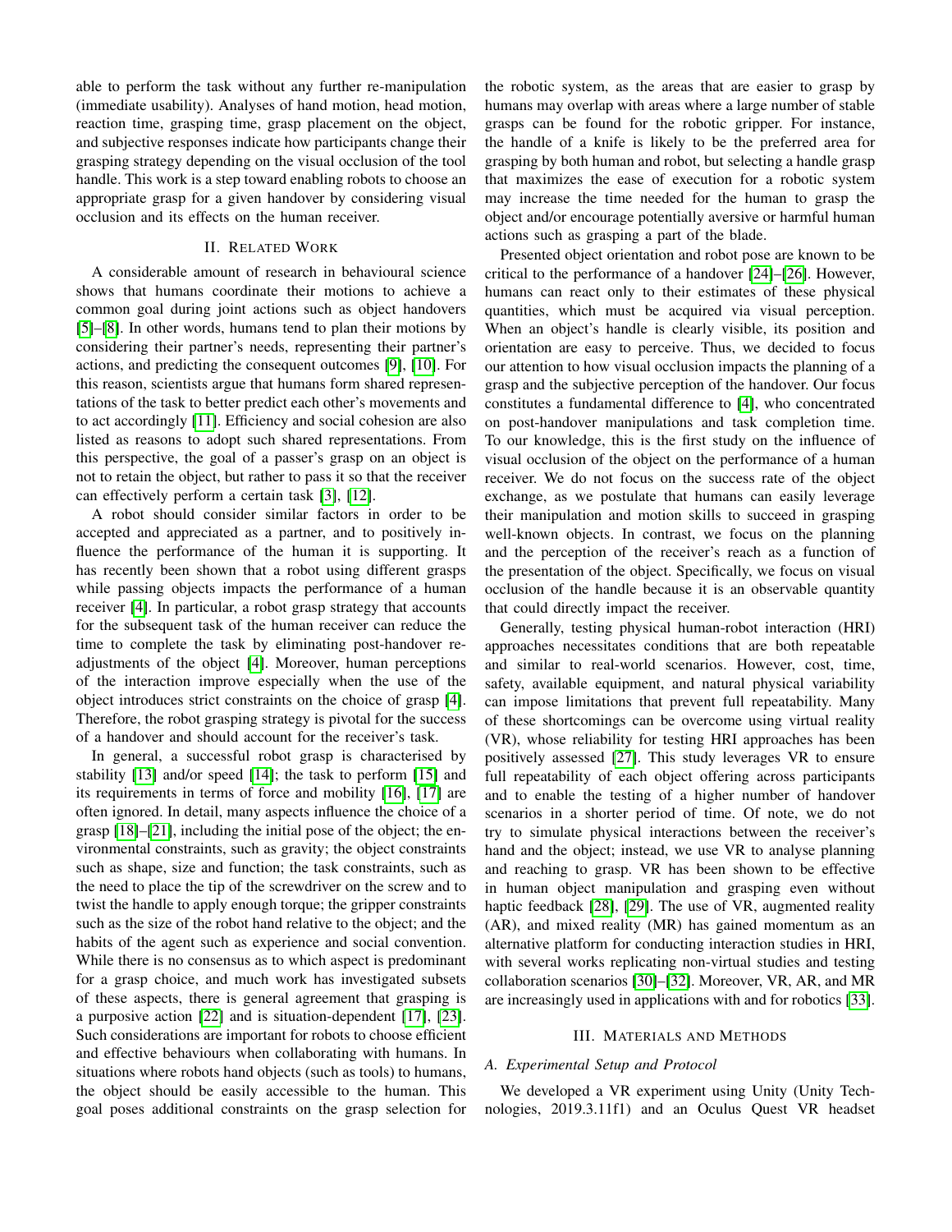able to perform the task without any further re-manipulation (immediate usability). Analyses of hand motion, head motion, reaction time, grasping time, grasp placement on the object, and subjective responses indicate how participants change their grasping strategy depending on the visual occlusion of the tool handle. This work is a step toward enabling robots to choose an appropriate grasp for a given handover by considering visual occlusion and its effects on the human receiver.

## II. Related Work

A considerable amount of research in behavioural science shows that humans coordinate their motions to achieve a common goal during joint actions such as object handovers [5]–[8]. In other words, humans tend to plan their motions by considering their partner's needs, representing their partner's actions, and predicting the consequent outcomes [9], [10]. For this reason, scientists argue that humans form shared representations of the task to better predict each other's movements and to act accordingly [11]. Efficiency and social cohesion are also listed as reasons to adopt such shared representations. From this perspective, the goal of a passer's grasp on an object is not to retain the object, but rather to pass it so that the receiver can effectively perform a certain task [3], [12].

A robot should consider similar factors in order to be accepted and appreciated as a partner, and to positively influence the performance of the human it is supporting. It has recently been shown that a robot using different grasps while passing objects impacts the performance of a human receiver [4]. In particular, a robot grasp strategy that accounts for the subsequent task of the human receiver can reduce the time to complete the task by eliminating post-handover readjustments of the object [4]. Moreover, human perceptions of the interaction improve especially when the use of the object introduces strict constraints on the choice of grasp [4]. Therefore, the robot grasping strategy is pivotal for the success of a handover and should account for the receiver's task.

In general, a successful robot grasp is characterised by stability [13] and/or speed [14]; the task to perform [15] and its requirements in terms of force and mobility [16], [17] are often ignored. In detail, many aspects influence the choice of a grasp [18]–[21], including the initial pose of the object; the environmental constraints, such as gravity; the object constraints such as shape, size and function; the task constraints, such as the need to place the tip of the screwdriver on the screw and to twist the handle to apply enough torque; the gripper constraints such as the size of the robot hand relative to the object; and the habits of the agent such as experience and social convention. While there is no consensus as to which aspect is predominant for a grasp choice, and much work has investigated subsets of these aspects, there is general agreement that grasping is a purposive action [22] and is situation-dependent [17], [23]. Such considerations are important for robots to choose efficient and effective behaviours when collaborating with humans. In situations where robots hand objects (such as tools) to humans, the object should be easily accessible to the human. This goal poses additional constraints on the grasp selection for the robotic system, as the areas that are easier to grasp by humans may overlap with areas where a large number of stable grasps can be found for the robotic gripper. For instance, the handle of a knife is likely to be the preferred area for grasping by both human and robot, but selecting a handle grasp that maximizes the ease of execution for a robotic system may increase the time needed for the human to grasp the object and/or encourage potentially aversive or harmful human actions such as grasping a part of the blade.

Presented object orientation and robot pose are known to be critical to the performance of a handover [24]–[26]. However, humans can react only to their estimates of these physical quantities, which must be acquired via visual perception. When an object's handle is clearly visible, its position and orientation are easy to perceive. Thus, we decided to focus our attention to how visual occlusion impacts the planning of a grasp and the subjective perception of the handover. Our focus constitutes a fundamental difference to [4], who concentrated on post-handover manipulations and task completion time. To our knowledge, this is the first study on the influence of visual occlusion of the object on the performance of a human receiver. We do not focus on the success rate of the object exchange, as we postulate that humans can easily leverage their manipulation and motion skills to succeed in grasping well-known objects. In contrast, we focus on the planning and the perception of the receiver's reach as a function of the presentation of the object. Specifically, we focus on visual occlusion of the handle because it is an observable quantity that could directly impact the receiver.

Generally, testing physical human-robot interaction (HRI) approaches necessitates conditions that are both repeatable and similar to real-world scenarios. However, cost, time, safety, available equipment, and natural physical variability can impose limitations that prevent full repeatability. Many of these shortcomings can be overcome using virtual reality (VR), whose reliability for testing HRI approaches has been positively assessed [27]. This study leverages VR to ensure full repeatability of each object offering across participants and to enable the testing of a higher number of handover scenarios in a shorter period of time. Of note, we do not try to simulate physical interactions between the receiver's hand and the object; instead, we use VR to analyse planning and reaching to grasp. VR has been shown to be effective in human object manipulation and grasping even without haptic feedback [28], [29]. The use of VR, augmented reality (AR), and mixed reality (MR) has gained momentum as an alternative platform for conducting interaction studies in HRI, with several works replicating non-virtual studies and testing collaboration scenarios [30]–[32]. Moreover, VR, AR, and MR are increasingly used in applications with and for robotics [33].

## III. Materials and Methods

### A. Experimental Setup and Protocol

We developed a VR experiment using Unity (Unity Technologies, 2019.3.11f1) and an Oculus Quest VR headset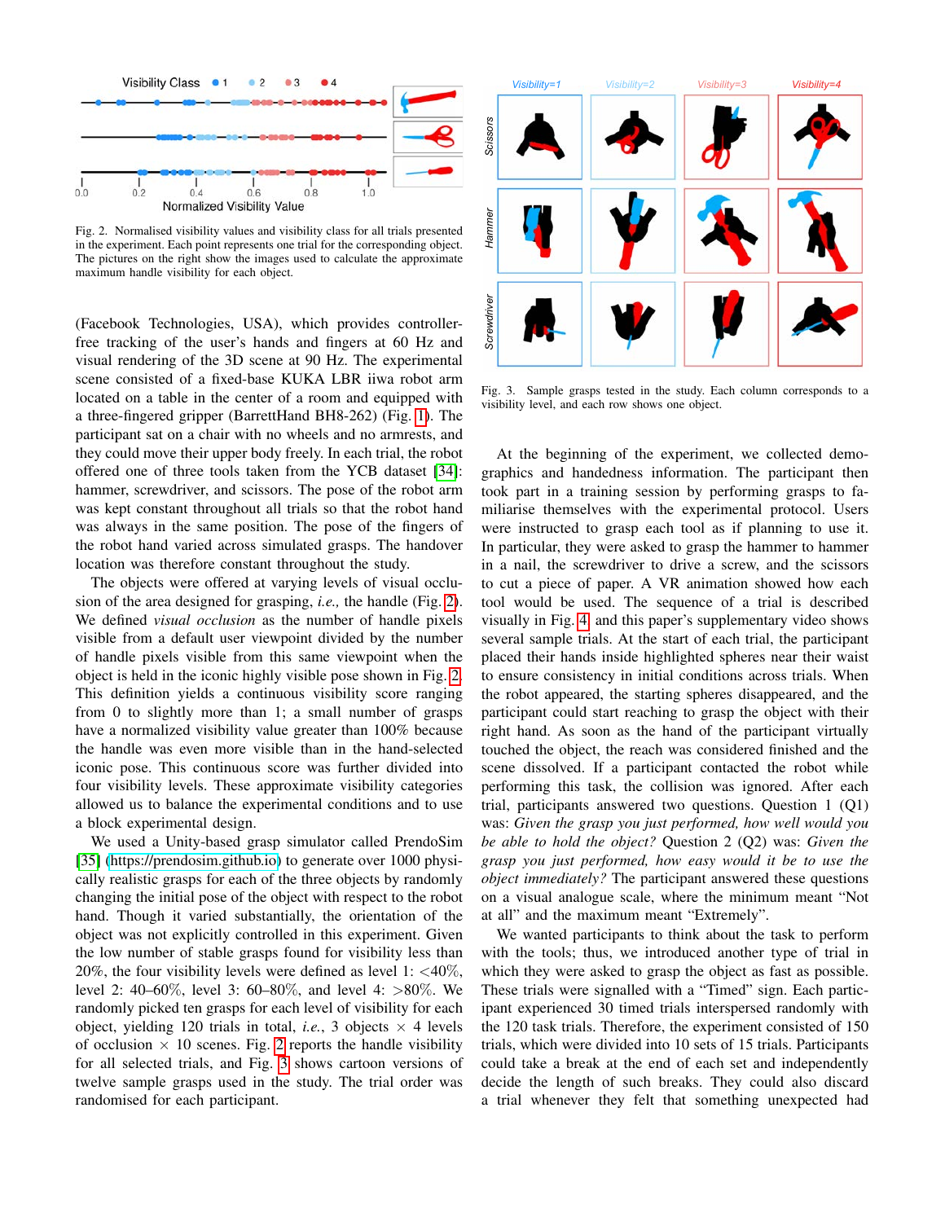Fig. 2. Normalised visibility values and visibility class for all trials presented in the experiment. Each point represents one trial for the corresponding object. The pictures on the right show the images used to calculate the approximate maximum handle visibility for each object.

Fig. 3. Sample grasps tested in the study. Each column corresponds to a visibility level, and each row shows one object.

(Facebook Technologies, USA), which provides controller-free tracking of the user's hands and fingers at 60 Hz and visual rendering of the 3D scene at 90 Hz. The experimental scene consisted of a fixed-base KUKA LBR iiwa robot arm located on a table in the center of a room and equipped with a three-fingered gripper (BarrettHand BH8-262) (Fig. 1). The participant sat on a chair with no wheels and no armrests, and they could move their upper body freely. In each trial, the robot offered one of three tools taken from the YCB dataset [34]: hammer, screwdriver, and scissors. The pose of the robot arm was kept constant throughout all trials so that the robot hand was always in the same position. The pose of the fingers of the robot hand varied across simulated grasps. The handover location was therefore constant throughout the study.

The objects were offered at varying levels of visual occlusion of the area designed for grasping, *i.e.,* the handle (Fig. 2). We defined *visual occlusion* as the number of handle pixels visible from a default user viewpoint divided by the number of handle pixels visible from this same viewpoint when the object is held in the iconic highly visible pose shown in Fig. 2. This definition yields a continuous visibility score ranging from 0 to slightly more than 1; a small number of grasps have a normalized visibility value greater than 100% because the handle was even more visible than in the hand-selected iconic pose. This continuous score was further divided into four visibility levels. These approximate visibility categories allowed us to balance the experimental conditions and to use a block experimental design.

We used a Unity-based grasp simulator called PrendoSim [35] (https://prendosim.github.io) to generate over 1000 physically realistic grasps for each of the three objects by randomly changing the initial pose of the object with respect to the robot hand. Though it varied substantially, the orientation of the object was not explicitly controlled in this experiment. Given the low number of stable grasps found for visibility less than 20%, the four visibility levels were defined as level 1: <40%, level 2: 40–60%, level 3: 60–80%, and level 4: >80%. We randomly picked ten grasps for each level of visibility for each object, yielding 120 trials in total, *i.e.*, 3 objects × 4 levels of occlusion × 10 scenes. Fig. 2 reports the handle visibility for all selected trials, and Fig. 3 shows cartoon versions of twelve sample grasps used in the study. The trial order was randomised for each participant.

At the beginning of the experiment, we collected demographics and handedness information. The participant then took part in a training session by performing grasps to familiarise themselves with the experimental protocol. Users were instructed to grasp each tool as if planning to use it. In particular, they were asked to grasp the hammer to hammer in a nail, the screwdriver to drive a screw, and the scissors to cut a piece of paper. A VR animation showed how each tool would be used. The sequence of a trial is described visually in Fig. 4 and this paper's supplementary video shows several sample trials. At the start of each trial, the participant placed their hands inside highlighted spheres near their waist to ensure consistency in initial conditions across trials. When the robot appeared, the starting spheres disappeared, and the participant could start reaching to grasp the object with their right hand. As soon as the hand of the participant virtually touched the object, the reach was considered finished and the scene dissolved. If a participant contacted the robot while performing this task, the collision was ignored. After each trial, participants answered two questions. Question 1 (Q1) was: *Given the grasp you just performed, how well would you be able to hold the object?* Question 2 (Q2) was: *Given the grasp you just performed, how easy would it be to use the object immediately?* The participant answered these questions on a visual analogue scale, where the minimum meant "Not at all" and the maximum meant "Extremely".

We wanted participants to think about the task to perform with the tools; thus, we introduced another type of trial in which they were asked to grasp the object as fast as possible. These trials were signalled with a "Timed" sign. Each participant experienced 30 timed trials interspersed randomly with the 120 task trials. Therefore, the experiment consisted of 150 trials, which were divided into 10 sets of 15 trials. Participants could take a break at the end of each set and independently decide the length of such breaks. They could also discard a trial whenever they felt that something unexpected had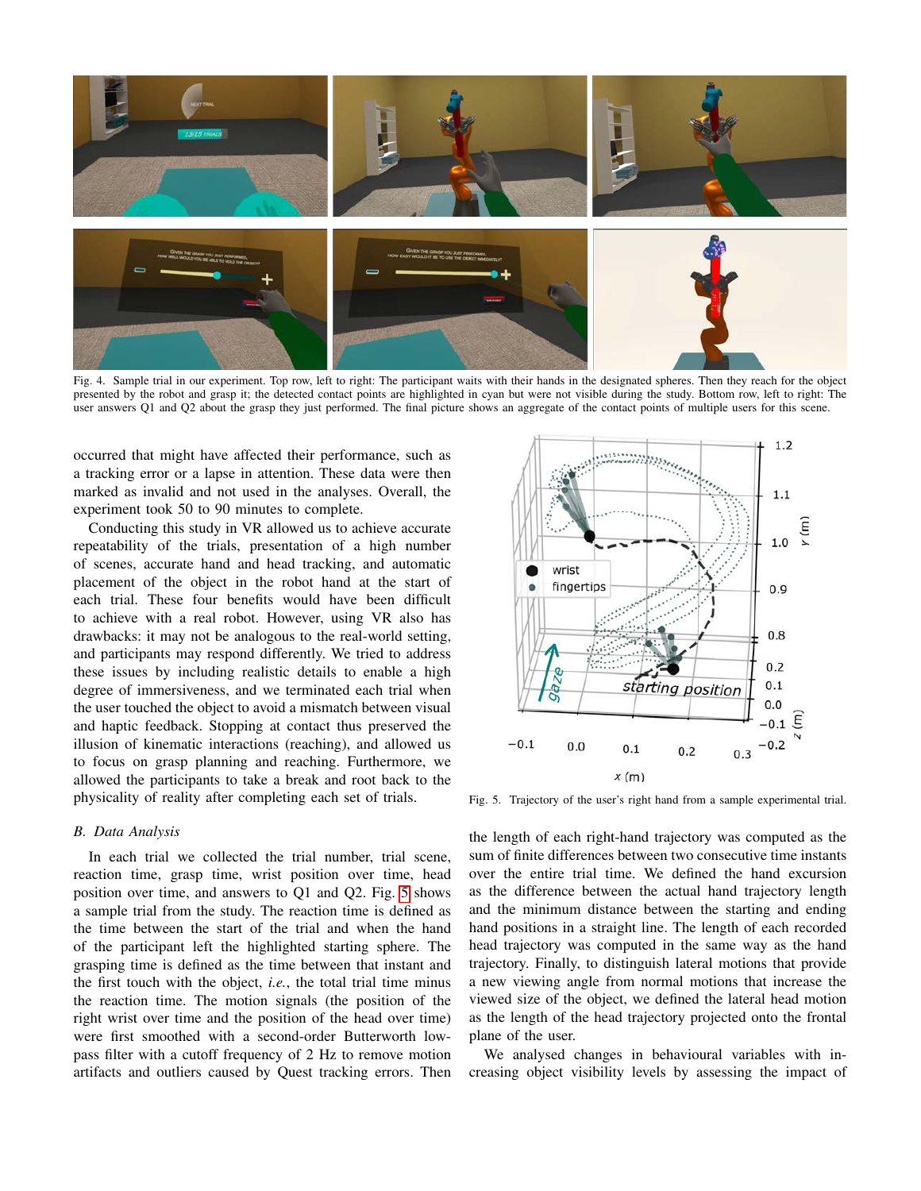Fig. 4. Sample trial in our experiment. Top row, left to right: The participant waits with their hands in the designated spheres. Then they reach for the object presented by the robot and grasp it; the detected contact points are highlighted in cyan but were not visible during the study. Bottom row, left to right: The user answers Q1 and Q2 about the grasp they just performed. The final picture shows an aggregate of the contact points of multiple users for this scene.

occurred that might have affected their performance, such as a tracking error or a lapse in attention. These data were then marked as invalid and not used in the analyses. Overall, the experiment took 50 to 90 minutes to complete.

Conducting this study in VR allowed us to achieve accurate repeatability of the trials, presentation of a high number of scenes, accurate hand and head tracking, and automatic placement of the object in the robot hand at the start of each trial. These four benefits would have been difficult to achieve with a real robot. However, using VR also has drawbacks: it may not be analogous to the real-world setting, and participants may respond differently. We tried to address these issues by including realistic details to enable a high degree of immersiveness, and we terminated each trial when the user touched the object to avoid a mismatch between visual and haptic feedback. Stopping at contact thus preserved the illusion of kinematic interactions (reaching), and allowed us to focus on grasp planning and reaching. Furthermore, we allowed the participants to take a break and root back to the physicality of reality after completing each set of trials.

Fig. 5. Trajectory of the user's right hand from a sample experimental trial.

### B. Data Analysis

In each trial we collected the trial number, trial scene, reaction time, grasp time, wrist position over time, head position over time, and answers to Q1 and Q2. Fig. 5 shows a sample trial from the study. The reaction time is defined as the time between the start of the trial and when the hand of the participant left the highlighted starting sphere. The grasping time is defined as the time between that instant and the first touch with the object, *i.e.*, the total trial time minus the reaction time. The motion signals (the position of the right wrist over time and the position of the head over time) were first smoothed with a second-order Butterworth low-pass filter with a cutoff frequency of 2 Hz to remove motion artifacts and outliers caused by Quest tracking errors. Then the length of each right-hand trajectory was computed as the sum of finite differences between two consecutive time instants over the entire trial time. We defined the hand excursion as the difference between the actual hand trajectory length and the minimum distance between the starting and ending hand positions in a straight line. The length of each recorded head trajectory was computed in the same way as the hand trajectory. Finally, to distinguish lateral motions that provide a new viewing angle from normal motions that increase the viewed size of the object, we defined the lateral head motion as the length of the head trajectory projected onto the frontal plane of the user.

We analysed changes in behavioural variables with increasing object visibility levels by assessing the impact of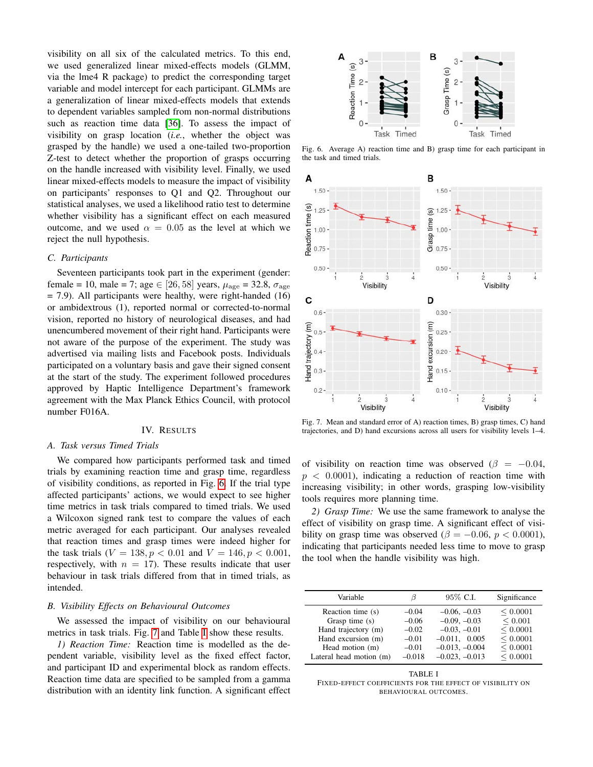visibility on all six of the calculated metrics. To this end, we used generalized linear mixed-effects models (GLMM, via the lme4 R package) to predict the corresponding target variable and model intercept for each participant. GLMMs are a generalization of linear mixed-effects models that extends to dependent variables sampled from non-normal distributions such as reaction time data [36]. To assess the impact of visibility on grasp location (*i.e.*, whether the object was grasped by the handle) we used a one-tailed two-proportion Z-test to detect whether the proportion of grasps occurring on the handle increased with visibility level. Finally, we used linear mixed-effects models to measure the impact of visibility on participants' responses to Q1 and Q2. Throughout our statistical analyses, we used a likelihood ratio test to determine whether visibility has a significant effect on each measured outcome, and we used $\alpha = 0.05$ as the level at which we reject the null hypothesis.

### C. Participants

Seventeen participants took part in the experiment (gender: female = 10, male = 7; age $\in [26, 58]$ years, $\mu_{\text{age}} = 32.8$, $\sigma_{\text{age}} = 7.9$). All participants were healthy, were right-handed (16) or ambidextrous (1), reported normal or corrected-to-normal vision, reported no history of neurological diseases, and had unencumbered movement of their right hand. Participants were not aware of the purpose of the experiment. The study was advertised via mailing lists and Facebook posts. Individuals participated on a voluntary basis and gave their signed consent at the start of the study. The experiment followed procedures approved by Haptic Intelligence Department's framework agreement with the Max Planck Ethics Council, with protocol number F016A.

## IV. Results

### A. Task versus Timed Trials

We compared how participants performed task and timed trials by examining reaction time and grasp time, regardless of visibility conditions, as reported in Fig. 6. If the trial type affected participants' actions, we would expect to see higher time metrics in task trials compared to timed trials. We used a Wilcoxon signed rank test to compare the values of each metric averaged for each participant. Our analyses revealed that reaction times and grasp times were indeed higher for the task trials ($V = 138, p < 0.01$ and $V = 146, p < 0.001$, respectively, with $n = 17$). These results indicate that user behaviour in task trials differed from that in timed trials, as intended.

Fig. 6. Average A) reaction time and B) grasp time for each participant in the task and timed trials.

Fig. 7. Mean and standard error of A) reaction times, B) grasp times, C) hand trajectories, and D) hand excursions across all users for visibility levels 1–4.

### B. Visibility Effects on Behavioural Outcomes

We assessed the impact of visibility on our behavioural metrics in task trials. Fig. 7 and Table I show these results.

*1) Reaction Time:* Reaction time is modelled as the dependent variable, visibility level as the fixed effect factor, and participant ID and experimental block as random effects. Reaction time data are specified to be sampled from a gamma distribution with an identity link function. A significant effect of visibility on reaction time was observed ($\beta = -0.04$, $p < 0.0001$), indicating a reduction of reaction time with increasing visibility; in other words, grasping low-visibility tools requires more planning time.

*2) Grasp Time:* We use the same framework to analyse the effect of visibility on grasp time. A significant effect of visibility on grasp time was observed ($\beta = -0.06$, $p < 0.0001$), indicating that participants needed less time to move to grasp the tool when the handle visibility was high.

| Variable | $\beta$ | 95% C.I. | Significance |
|---|---|---|---|
| Reaction time (s) | –0.04 | –0.06, –0.03 | $\leq 0.0001$ |
| Grasp time (s) | –0.06 | –0.09, –0.03 | $\leq 0.001$ |
| Hand trajectory (m) | –0.02 | –0.03, –0.01 | $\leq 0.0001$ |
| Hand excursion (m) | –0.01 | –0.011, 0.005 | $\leq 0.0001$ |
| Head motion (m) | –0.01 | –0.013, –0.004 | $\leq 0.0001$ |
| Lateral head motion (m) | –0.018 | –0.023, –0.013 | $\leq 0.0001$ |

TABLE I
FIXED-EFFECT COEFFICIENTS FOR THE EFFECT OF VISIBILITY ON BEHAVIOURAL OUTCOMES.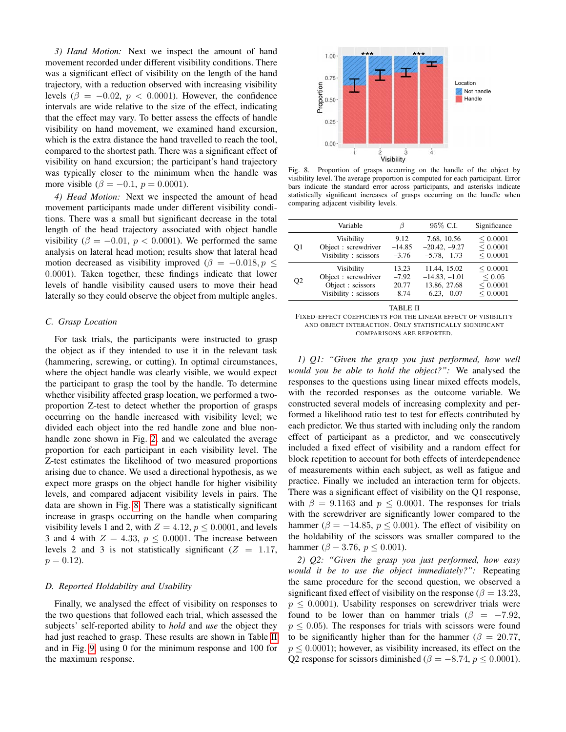*3) Hand Motion:* Next we inspect the amount of hand movement recorded under different visibility conditions. There was a significant effect of visibility on the length of the hand trajectory, with a reduction observed with increasing visibility levels ($\beta = -0.02$, $p < 0.0001$). However, the confidence intervals are wide relative to the size of the effect, indicating that the effect may vary. To better assess the effects of handle visibility on hand movement, we examined hand excursion, which is the extra distance the hand travelled to reach the tool, compared to the shortest path. There was a significant effect of visibility on hand excursion; the participant's hand trajectory was typically closer to the minimum when the handle was more visible ($\beta = -0.1$, $p = 0.0001$).

*4) Head Motion:* Next we inspected the amount of head movement participants made under different visibility conditions. There was a small but significant decrease in the total length of the head trajectory associated with object handle visibility ($\beta = -0.01$, $p < 0.0001$). We performed the same analysis on lateral head motion; results show that lateral head motion decreased as visibility improved ($\beta = -0.018, p \leq 0.0001$). Taken together, these findings indicate that lower levels of handle visibility caused users to move their head laterally so they could observe the object from multiple angles.

### C. Grasp Location

For task trials, the participants were instructed to grasp the object as if they intended to use it in the relevant task (hammering, screwing, or cutting). In optimal circumstances, where the object handle was clearly visible, we would expect the participant to grasp the tool by the handle. To determine whether visibility affected grasp location, we performed a two-proportion Z-test to detect whether the proportion of grasps occurring on the handle increased with visibility level; we divided each object into the red handle zone and blue non-handle zone shown in Fig. 2, and we calculated the average proportion for each participant in each visibility level. The Z-test estimates the likelihood of two measured proportions arising due to chance. We used a directional hypothesis, as we expect more grasps on the object handle for higher visibility levels, and compared adjacent visibility levels in pairs. The data are shown in Fig. 8. There was a statistically significant increase in grasps occurring on the handle when comparing visibility levels 1 and 2, with $Z = 4.12, p \leq 0.0001$, and levels 3 and 4 with $Z = 4.33$, $p \leq 0.0001$. The increase between levels 2 and 3 is not statistically significant ($Z = 1.17$, $p = 0.12$).

### D. Reported Holdability and Usability

Finally, we analysed the effect of visibility on responses to the two questions that followed each trial, which assessed the subjects' self-reported ability to *hold* and *use* the object they had just reached to grasp. These results are shown in Table II and in Fig. 9, using 0 for the minimum response and 100 for the maximum response.

Fig. 8. Proportion of grasps occurring on the handle of the object by visibility level. The average proportion is computed for each participant. Error bars indicate the standard error across participants, and asterisks indicate statistically significant increases of grasps occurring on the handle when comparing adjacent visibility levels.

| | Variable | $\beta$ | 95% C.I. | Significance |
|---|---|---|---|---|
| Q1 | Visibility | 9.12 | 7.68, 10.56 | $\leq 0.0001$ |
| | Object : screwdriver | –14.85 | –20.42, –9.27 | $\leq 0.0001$ |
| | Visibility : scissors | –3.76 | –5.78, 1.73 | $\leq 0.0001$ |
| Q2 | Visibility | 13.23 | 11.44, 15.02 | $\leq 0.0001$ |
| | Object : screwdriver | –7.92 | –14.83, –1.01 | $\leq 0.05$ |
| | Object : scissors | 20.77 | 13.86, 27.68 | $\leq 0.0001$ |
| | Visibility : scissors | –8.74 | –6.23, 0.07 | $\leq 0.0001$ |

TABLE II
FIXED-EFFECT COEFFICIENTS FOR THE LINEAR EFFECT OF VISIBILITY AND OBJECT INTERACTION. ONLY STATISTICALLY SIGNIFICANT COMPARISONS ARE REPORTED.

*1) Q1: "Given the grasp you just performed, how well would you be able to hold the object?":* We analysed the responses to the questions using linear mixed effects models, with the recorded responses as the outcome variable. We constructed several models of increasing complexity and performed a likelihood ratio test to test for effects contributed by each predictor. We thus started with including only the random effect of participant as a predictor, and we consecutively included a fixed effect of visibility and a random effect for block repetition to account for both effects of interdependence of measurements within each subject, as well as fatigue and practice. Finally we included an interaction term for objects. There was a significant effect of visibility on the Q1 response, with $\beta = 9.1163$ and $p \leq 0.0001$. The responses for trials with the screwdriver are significantly lower compared to the hammer ($\beta = -14.85$, $p \leq 0.001$). The effect of visibility on the holdability of the scissors was smaller compared to the hammer ($\beta - 3.76$, $p \leq 0.001$).

*2) Q2: "Given the grasp you just performed, how easy would it be to use the object immediately?":* Repeating the same procedure for the second question, we observed a significant fixed effect of visibility on the response ($\beta = 13.23$, $p \leq 0.0001$). Usability responses on screwdriver trials were found to be lower than on hammer trials ($\beta = -7.92$, $p \leq 0.05$). The responses for trials with scissors were found to be significantly higher than for the hammer ($\beta = 20.77$, $p \leq 0.0001$); however, as visibility increased, its effect on the Q2 response for scissors diminished ($\beta = -8.74$, $p \leq 0.0001$).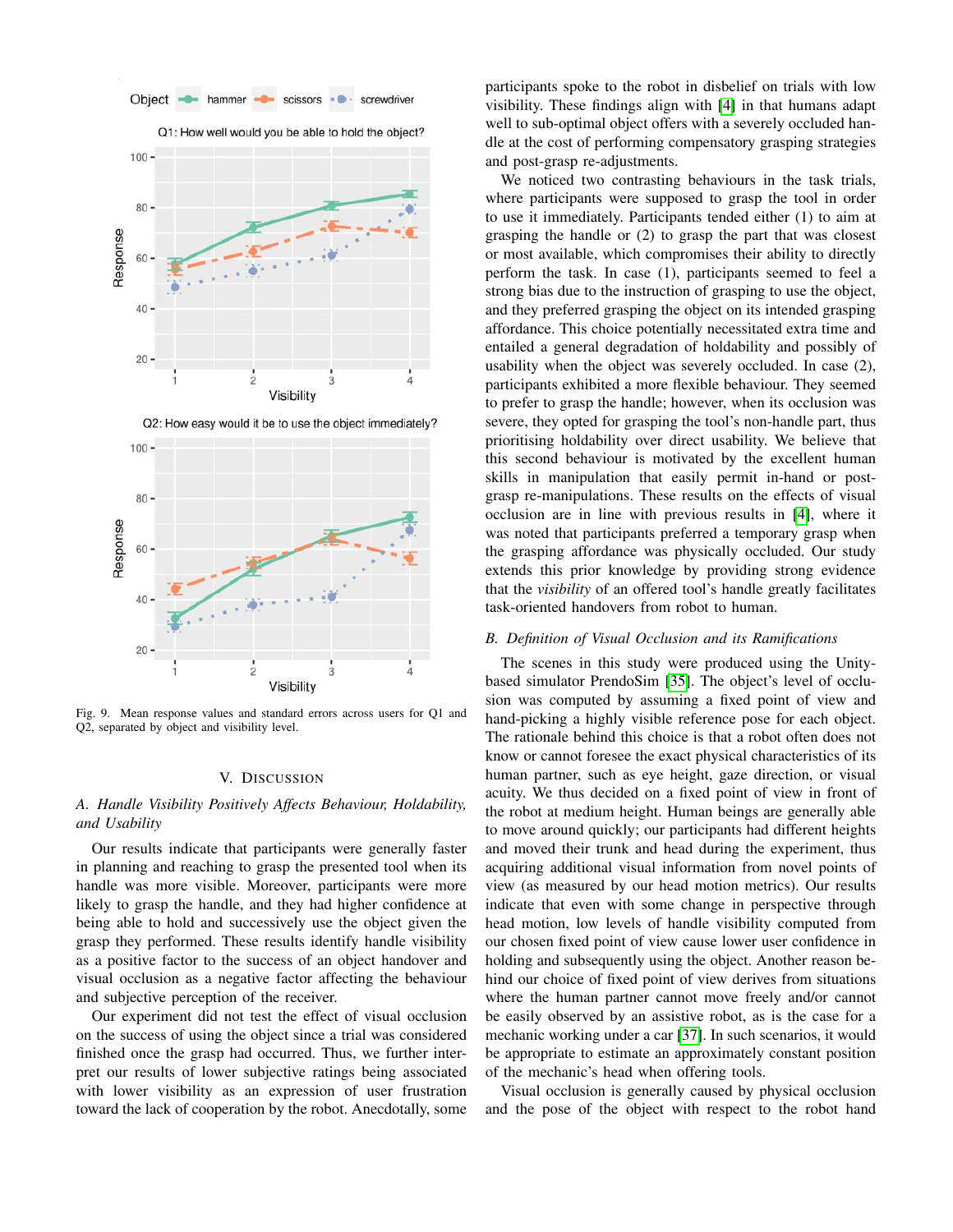Fig. 9. Mean response values and standard errors across users for Q1 and Q2, separated by object and visibility level.

## V. Discussion

### A. Handle Visibility Positively Affects Behaviour, Holdability, and Usability

Our results indicate that participants were generally faster in planning and reaching to grasp the presented tool when its handle was more visible. Moreover, participants were more likely to grasp the handle, and they had higher confidence at being able to hold and successively use the object given the grasp they performed. These results identify handle visibility as a positive factor to the success of an object handover and visual occlusion as a negative factor affecting the behaviour and subjective perception of the receiver.

Our experiment did not test the effect of visual occlusion on the success of using the object since a trial was considered finished once the grasp had occurred. Thus, we further interpret our results of lower subjective ratings being associated with lower visibility as an expression of user frustration toward the lack of cooperation by the robot. Anecdotally, some participants spoke to the robot in disbelief on trials with low visibility. These findings align with [4] in that humans adapt well to sub-optimal object offers with a severely occluded handle at the cost of performing compensatory grasping strategies and post-grasp re-adjustments.

We noticed two contrasting behaviours in the task trials, where participants were supposed to grasp the tool in order to use it immediately. Participants tended either (1) to aim at grasping the handle or (2) to grasp the part that was closest or most available, which compromises their ability to directly perform the task. In case (1), participants seemed to feel a strong bias due to the instruction of grasping to use the object, and they preferred grasping the object on its intended grasping affordance. This choice potentially necessitated extra time and entailed a general degradation of holdability and possibly of usability when the object was severely occluded. In case (2), participants exhibited a more flexible behaviour. They seemed to prefer to grasp the handle; however, when its occlusion was severe, they opted for grasping the tool's non-handle part, thus prioritising holdability over direct usability. We believe that this second behaviour is motivated by the excellent human skills in manipulation that easily permit in-hand or post-grasp re-manipulations. These results on the effects of visual occlusion are in line with previous results in [4], where it was noted that participants preferred a temporary grasp when the grasping affordance was physically occluded. Our study extends this prior knowledge by providing strong evidence that the *visibility* of an offered tool's handle greatly facilitates task-oriented handovers from robot to human.

### B. Definition of Visual Occlusion and its Ramifications

The scenes in this study were produced using the Unity-based simulator PrendoSim [35]. The object's level of occlusion was computed by assuming a fixed point of view and hand-picking a highly visible reference pose for each object. The rationale behind this choice is that a robot often does not know or cannot foresee the exact physical characteristics of its human partner, such as eye height, gaze direction, or visual acuity. We thus decided on a fixed point of view in front of the robot at medium height. Human beings are generally able to move around quickly; our participants had different heights and moved their trunk and head during the experiment, thus acquiring additional visual information from novel points of view (as measured by our head motion metrics). Our results indicate that even with some change in perspective through head motion, low levels of handle visibility computed from our chosen fixed point of view cause lower user confidence in holding and subsequently using the object. Another reason behind our choice of fixed point of view derives from situations where the human partner cannot move freely and/or cannot be easily observed by an assistive robot, as is the case for a mechanic working under a car [37]. In such scenarios, it would be appropriate to estimate an approximately constant position of the mechanic's head when offering tools.

Visual occlusion is generally caused by physical occlusion and the pose of the object with respect to the robot hand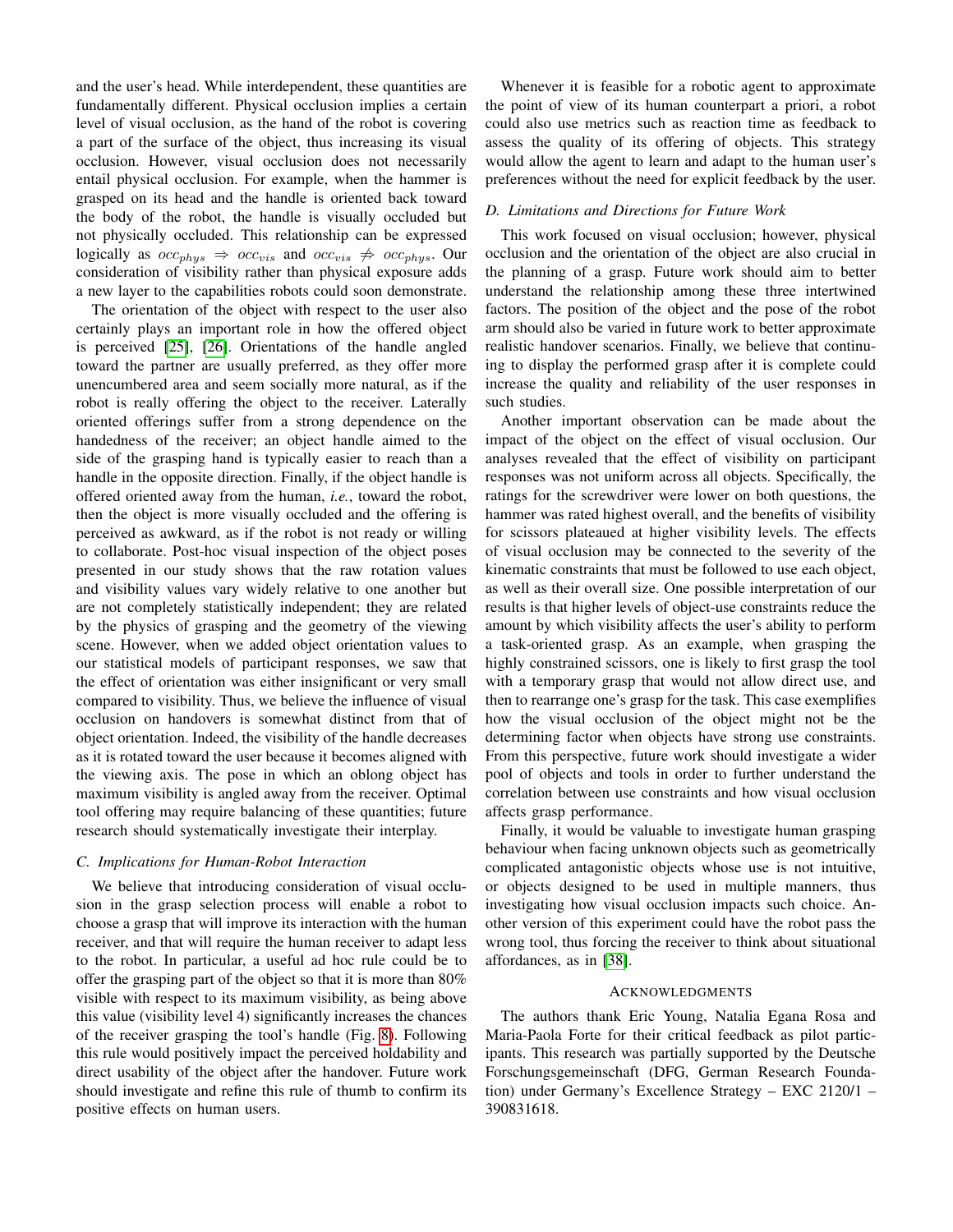and the user's head. While interdependent, these quantities are fundamentally different. Physical occlusion implies a certain level of visual occlusion, as the hand of the robot is covering a part of the surface of the object, thus increasing its visual occlusion. However, visual occlusion does not necessarily entail physical occlusion. For example, when the hammer is grasped on its head and the handle is oriented back toward the body of the robot, the handle is visually occluded but not physically occluded. This relationship can be expressed logically as $occ_{phys} \Rightarrow occ_{vis}$ and $occ_{vis} \nRightarrow occ_{phys}$. Our consideration of visibility rather than physical exposure adds a new layer to the capabilities robots could soon demonstrate.

The orientation of the object with respect to the user also certainly plays an important role in how the offered object is perceived [25], [26]. Orientations of the handle angled toward the partner are usually preferred, as they offer more unencumbered area and seem socially more natural, as if the robot is really offering the object to the receiver. Laterally oriented offerings suffer from a strong dependence on the handedness of the receiver; an object handle aimed to the side of the grasping hand is typically easier to reach than a handle in the opposite direction. Finally, if the object handle is offered oriented away from the human, *i.e.*, toward the robot, then the object is more visually occluded and the offering is perceived as awkward, as if the robot is not ready or willing to collaborate. Post-hoc visual inspection of the object poses presented in our study shows that the raw rotation values and visibility values vary widely relative to one another but are not completely statistically independent; they are related by the physics of grasping and the geometry of the viewing scene. However, when we added object orientation values to our statistical models of participant responses, we saw that the effect of orientation was either insignificant or very small compared to visibility. Thus, we believe the influence of visual occlusion on handovers is somewhat distinct from that of object orientation. Indeed, the visibility of the handle decreases as it is rotated toward the user because it becomes aligned with the viewing axis. The pose in which an oblong object has maximum visibility is angled away from the receiver. Optimal tool offering may require balancing of these quantities; future research should systematically investigate their interplay.

### C. Implications for Human-Robot Interaction

We believe that introducing consideration of visual occlusion in the grasp selection process will enable a robot to choose a grasp that will improve its interaction with the human receiver, and that will require the human receiver to adapt less to the robot. In particular, a useful ad hoc rule could be to offer the grasping part of the object so that it is more than 80% visible with respect to its maximum visibility, as being above this value (visibility level 4) significantly increases the chances of the receiver grasping the tool's handle (Fig. 8). Following this rule would positively impact the perceived holdability and direct usability of the object after the handover. Future work should investigate and refine this rule of thumb to confirm its positive effects on human users.

Whenever it is feasible for a robotic agent to approximate the point of view of its human counterpart a priori, a robot could also use metrics such as reaction time as feedback to assess the quality of its offering of objects. This strategy would allow the agent to learn and adapt to the human user's preferences without the need for explicit feedback by the user.

### D. Limitations and Directions for Future Work

This work focused on visual occlusion; however, physical occlusion and the orientation of the object are also crucial in the planning of a grasp. Future work should aim to better understand the relationship among these three intertwined factors. The position of the object and the pose of the robot arm should also be varied in future work to better approximate realistic handover scenarios. Finally, we believe that continuing to display the performed grasp after it is complete could increase the quality and reliability of the user responses in such studies.

Another important observation can be made about the impact of the object on the effect of visual occlusion. Our analyses revealed that the effect of visibility on participant responses was not uniform across all objects. Specifically, the ratings for the screwdriver were lower on both questions, the hammer was rated highest overall, and the benefits of visibility for scissors plateaued at higher visibility levels. The effects of visual occlusion may be connected to the severity of the kinematic constraints that must be followed to use each object, as well as their overall size. One possible interpretation of our results is that higher levels of object-use constraints reduce the amount by which visibility affects the user's ability to perform a task-oriented grasp. As an example, when grasping the highly constrained scissors, one is likely to first grasp the tool with a temporary grasp that would not allow direct use, and then to rearrange one's grasp for the task. This case exemplifies how the visual occlusion of the object might not be the determining factor when objects have strong use constraints. From this perspective, future work should investigate a wider pool of objects and tools in order to further understand the correlation between use constraints and how visual occlusion affects grasp performance.

Finally, it would be valuable to investigate human grasping behaviour when facing unknown objects such as geometrically complicated antagonistic objects whose use is not intuitive, or objects designed to be used in multiple manners, thus investigating how visual occlusion impacts such choice. Another version of this experiment could have the robot pass the wrong tool, thus forcing the receiver to think about situational affordances, as in [38].

## Acknowledgments

The authors thank Eric Young, Natalia Egana Rosa and Maria-Paola Forte for their critical feedback as pilot participants. This research was partially supported by the Deutsche Forschungsgemeinschaft (DFG, German Research Foundation) under Germany's Excellence Strategy – EXC 2120/1 – 390831618.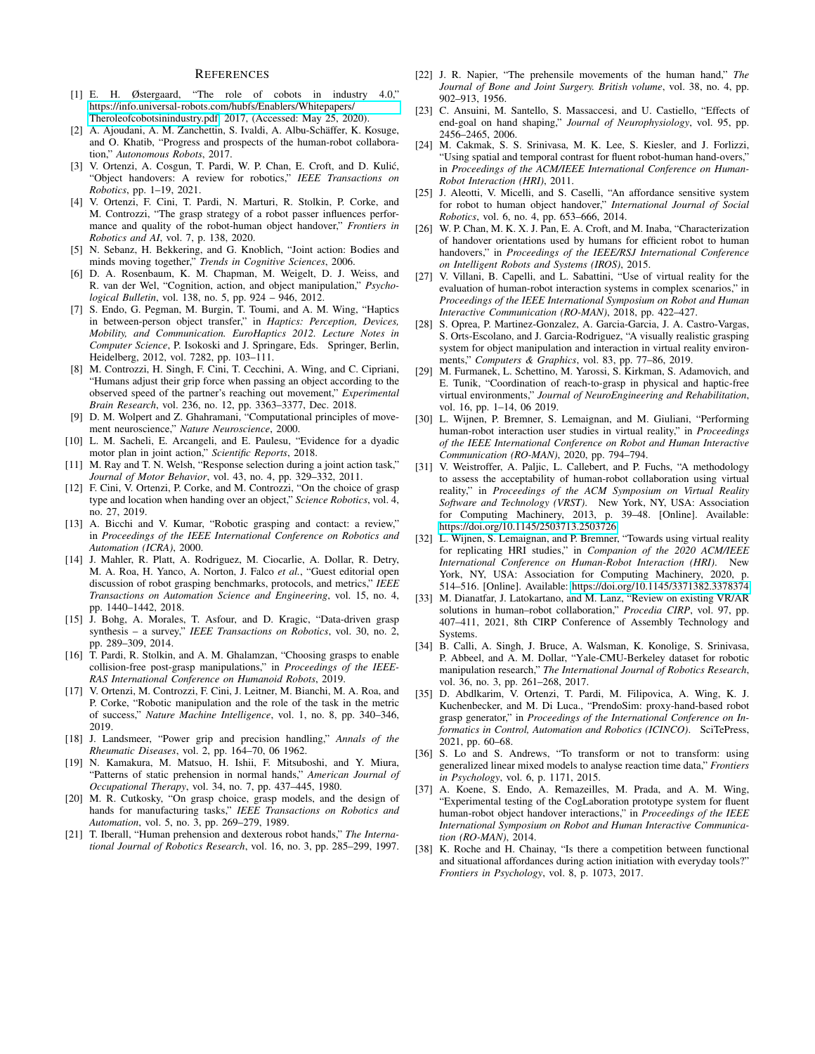## REFERENCES

[1] E. H. Østergaard, "The role of cobots in industry 4.0," https://info.universal-robots.com/hubfs/Enablers/Whitepapers/Theroleofcobotsinindustry.pdf, 2017, (Accessed: May 25, 2020).

[2] A. Ajoudani, A. M. Zanchettin, S. Ivaldi, A. Albu-Schäffer, K. Kosuge, and O. Khatib, "Progress and prospects of the human-robot collaboration," *Autonomous Robots*, 2017.

[3] V. Ortenzi, A. Cosgun, T. Pardi, W. P. Chan, E. Croft, and D. Kulić, "Object handovers: A review for robotics," *IEEE Transactions on Robotics*, pp. 1–19, 2021.

[4] V. Ortenzi, F. Cini, T. Pardi, N. Marturi, R. Stolkin, P. Corke, and M. Controzzi, "The grasp strategy of a robot passer influences performance and quality of the robot-human object handover," *Frontiers in Robotics and AI*, vol. 7, p. 138, 2020.

[5] N. Sebanz, H. Bekkering, and G. Knoblich, "Joint action: Bodies and minds moving together," *Trends in Cognitive Sciences*, 2006.

[6] D. A. Rosenbaum, K. M. Chapman, M. Weigelt, D. J. Weiss, and R. van der Wel, "Cognition, action, and object manipulation," *Psychological Bulletin*, vol. 138, no. 5, pp. 924 – 946, 2012.

[7] S. Endo, G. Pegman, M. Burgin, T. Toumi, and A. M. Wing, "Haptics in between-person object transfer," in *Haptics: Perception, Devices, Mobility, and Communication. EuroHaptics 2012. Lecture Notes in Computer Science*, P. Isokoski and J. Springare, Eds. Springer, Berlin, Heidelberg, 2012, vol. 7282, pp. 103–111.

[8] M. Controzzi, H. Singh, F. Cini, T. Cecchini, A. Wing, and C. Cipriani, "Humans adjust their grip force when passing an object according to the observed speed of the partner's reaching out movement," *Experimental Brain Research*, vol. 236, no. 12, pp. 3363–3377, Dec. 2018.

[9] D. M. Wolpert and Z. Ghahramani, "Computational principles of movement neuroscience," *Nature Neuroscience*, 2000.

[10] L. M. Sacheli, E. Arcangeli, and E. Paulesu, "Evidence for a dyadic motor plan in joint action," *Scientific Reports*, 2018.

[11] M. Ray and T. N. Welsh, "Response selection during a joint action task," *Journal of Motor Behavior*, vol. 43, no. 4, pp. 329–332, 2011.

[12] F. Cini, V. Ortenzi, P. Corke, and M. Controzzi, "On the choice of grasp type and location when handing over an object," *Science Robotics*, vol. 4, no. 27, 2019.

[13] A. Bicchi and V. Kumar, "Robotic grasping and contact: a review," in *Proceedings of the IEEE International Conference on Robotics and Automation (ICRA)*, 2000.

[14] J. Mahler, R. Platt, A. Rodriguez, M. Ciocarlie, A. Dollar, R. Detry, M. A. Roa, H. Yanco, A. Norton, J. Falco *et al.*, "Guest editorial open discussion of robot grasping benchmarks, protocols, and metrics," *IEEE Transactions on Automation Science and Engineering*, vol. 15, no. 4, pp. 1440–1442, 2018.

[15] J. Bohg, A. Morales, T. Asfour, and D. Kragic, "Data-driven grasp synthesis – a survey," *IEEE Transactions on Robotics*, vol. 30, no. 2, pp. 289–309, 2014.

[16] T. Pardi, R. Stolkin, and A. M. Ghalamzan, "Choosing grasps to enable collision-free post-grasp manipulations," in *Proceedings of the IEEE-RAS International Conference on Humanoid Robots*, 2019.

[17] V. Ortenzi, M. Controzzi, F. Cini, J. Leitner, M. Bianchi, M. A. Roa, and P. Corke, "Robotic manipulation and the role of the task in the metric of success," *Nature Machine Intelligence*, vol. 1, no. 8, pp. 340–346, 2019.

[18] J. Landsmeer, "Power grip and precision handling," *Annals of the Rheumatic Diseases*, vol. 2, pp. 164–70, 06 1962.

[19] N. Kamakura, M. Matsuo, H. Ishii, F. Mitsuboshi, and Y. Miura, "Patterns of static prehension in normal hands," *American Journal of Occupational Therapy*, vol. 34, no. 7, pp. 437–445, 1980.

[20] M. R. Cutkosky, "On grasp choice, grasp models, and the design of hands for manufacturing tasks," *IEEE Transactions on Robotics and Automation*, vol. 5, no. 3, pp. 269–279, 1989.

[21] T. Iberall, "Human prehension and dexterous robot hands," *The International Journal of Robotics Research*, vol. 16, no. 3, pp. 285–299, 1997.

[22] J. R. Napier, "The prehensile movements of the human hand," *The Journal of Bone and Joint Surgery. British volume*, vol. 38, no. 4, pp. 902–913, 1956.

[23] C. Ansuini, M. Santello, S. Massaccesi, and U. Castiello, "Effects of end-goal on hand shaping," *Journal of Neurophysiology*, vol. 95, pp. 2456–2465, 2006.

[24] M. Cakmak, S. S. Srinivasa, M. K. Lee, S. Kiesler, and J. Forlizzi, "Using spatial and temporal contrast for fluent robot-human hand-overs," in *Proceedings of the ACM/IEEE International Conference on Human-Robot Interaction (HRI)*, 2011.

[25] J. Aleotti, V. Micelli, and S. Caselli, "An affordance sensitive system for robot to human object handover," *International Journal of Social Robotics*, vol. 6, no. 4, pp. 653–666, 2014.

[26] W. P. Chan, M. K. X. J. Pan, E. A. Croft, and M. Inaba, "Characterization of handover orientations used by humans for efficient robot to human handovers," in *Proceedings of the IEEE/RSJ International Conference on Intelligent Robots and Systems (IROS)*, 2015.

[27] V. Villani, B. Capelli, and L. Sabattini, "Use of virtual reality for the evaluation of human-robot interaction systems in complex scenarios," in *Proceedings of the IEEE International Symposium on Robot and Human Interactive Communication (RO-MAN)*, 2018, pp. 422–427.

[28] S. Oprea, P. Martinez-Gonzalez, A. Garcia-Garcia, J. A. Castro-Vargas, S. Orts-Escolano, and J. Garcia-Rodriguez, "A visually realistic grasping system for object manipulation and interaction in virtual reality environments," *Computers & Graphics*, vol. 83, pp. 77–86, 2019.

[29] M. Furmanek, L. Schettino, M. Yarossi, S. Kirkman, S. Adamovich, and E. Tunik, "Coordination of reach-to-grasp in physical and haptic-free virtual environments," *Journal of NeuroEngineering and Rehabilitation*, vol. 16, pp. 1–14, 06 2019.

[30] L. Wijnen, P. Bremner, S. Lemaignan, and M. Giuliani, "Performing human-robot interaction user studies in virtual reality," in *Proceedings of the IEEE International Conference on Robot and Human Interactive Communication (RO-MAN)*, 2020, pp. 794–794.

[31] V. Weistroffer, A. Paljic, L. Callebert, and P. Fuchs, "A methodology to assess the acceptability of human-robot collaboration using virtual reality," in *Proceedings of the ACM Symposium on Virtual Reality Software and Technology (VRST)*. New York, NY, USA: Association for Computing Machinery, 2013, p. 39–48. [Online]. Available: https://doi.org/10.1145/2503713.2503726

[32] L. Wijnen, S. Lemaignan, and P. Bremner, "Towards using virtual reality for replicating HRI studies," in *Companion of the 2020 ACM/IEEE International Conference on Human-Robot Interaction (HRI)*. New York, NY, USA: Association for Computing Machinery, 2020, p. 514–516. [Online]. Available: https://doi.org/10.1145/3371382.3378374

[33] M. Dianatfar, J. Latokartano, and M. Lanz, "Review on existing VR/AR solutions in human–robot collaboration," *Procedia CIRP*, vol. 97, pp. 407–411, 2021, 8th CIRP Conference of Assembly Technology and Systems.

[34] B. Calli, A. Singh, J. Bruce, A. Walsman, K. Konolige, S. Srinivasa, P. Abbeel, and A. M. Dollar, "Yale-CMU-Berkeley dataset for robotic manipulation research," *The International Journal of Robotics Research*, vol. 36, no. 3, pp. 261–268, 2017.

[35] D. Abdlkarim, V. Ortenzi, T. Pardi, M. Filipovica, A. Wing, K. J. Kuchenbecker, and M. Di Luca., "PrendoSim: proxy-hand-based robot grasp generator," in *Proceedings of the International Conference on Informatics in Control, Automation and Robotics (ICINCO)*. SciTePress, 2021, pp. 60–68.

[36] S. Lo and S. Andrews, "To transform or not to transform: using generalized linear mixed models to analyse reaction time data," *Frontiers in Psychology*, vol. 6, p. 1171, 2015.

[37] A. Koene, S. Endo, A. Remazeilles, M. Prada, and A. M. Wing, "Experimental testing of the CogLaboration prototype system for fluent human-robot object handover interactions," in *Proceedings of the IEEE International Symposium on Robot and Human Interactive Communication (RO-MAN)*, 2014.

[38] K. Roche and H. Chainay, "Is there a competition between functional and situational affordances during action initiation with everyday tools?" *Frontiers in Psychology*, vol. 8, p. 1073, 2017.